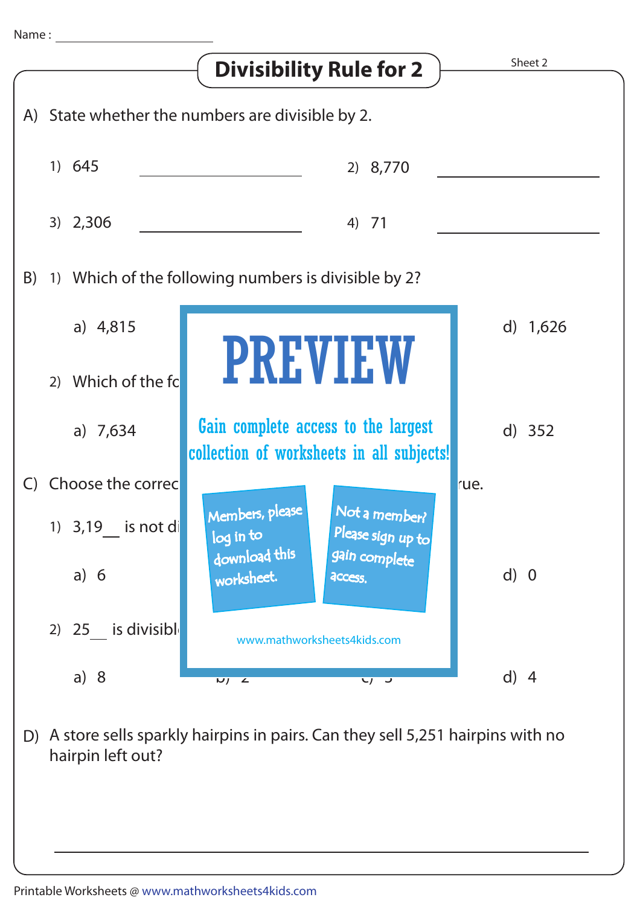Name : ____________________

# Divisibility Rule for 2

Sheet 2

A) State whether the numbers are divisible by 2.

1) 645 ____________________ 2) 8,770 ____________________

3) 2,306 ____________________ 4) 71 ____________________

B) 1) Which of the following numbers is divisible by 2?

a) 4,815 d) 1,626

2) Which of the fo

a) 7,634 d) 352

C) Choose the correc rue.

1) 3,19__ is not di

a) 6 d) 0

2) 25__ is divisibl

a) 8 b) 2 c) 5 d) 4

PREVIEW

Gain complete access to the largest collection of worksheets in all subjects!

Members, please log in to download this worksheet.

Not a member? Please sign up to gain complete access.

www.mathworksheets4kids.com

D) A store sells sparkly hairpins in pairs. Can they sell 5,251 hairpins with no hairpin left out?

____________________________________________

Printable Worksheets @ www.mathworksheets4kids.com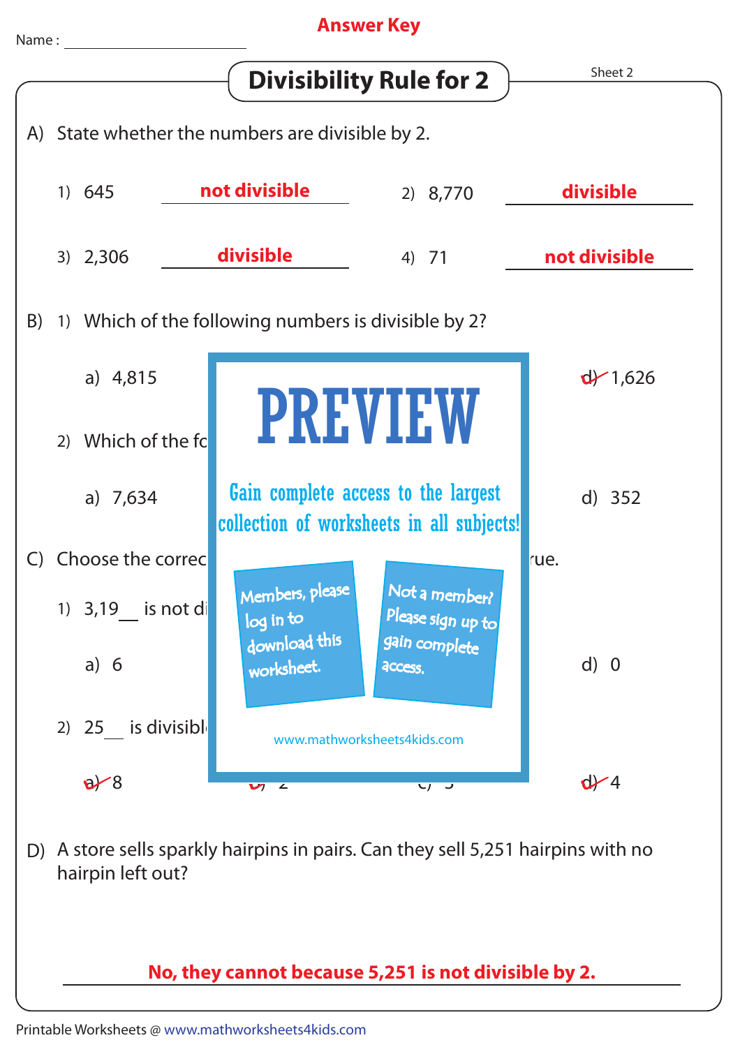Answer Key

Name : ____________________

# Divisibility Rule for 2

Sheet 2

A) State whether the numbers are divisible by 2.

1) 645 **not divisible**

2) 8,770 **divisible**

3) 2,306 **divisible**

4) 71 **not divisible**

B) 1) Which of the following numbers is divisible by 2?

a) 4,815

d) 1,626 ✓

2) Which of the fc

a) 7,634

d) 352

C) Choose the correc ... rue.

1) 3,19__ is not di

a) 6

d) 0

2) 25__ is divisibl

a) 8 ✓

d) 4 ✓

PREVIEW

Gain complete access to the largest collection of worksheets in all subjects!

Members, please log in to download this worksheet.

Not a member? Please sign up to gain complete access.

www.mathworksheets4kids.com

D) A store sells sparkly hairpins in pairs. Can they sell 5,251 hairpins with no hairpin left out?

**No, they cannot because 5,251 is not divisible by 2.**

Printable Worksheets @ www.mathworksheets4kids.com